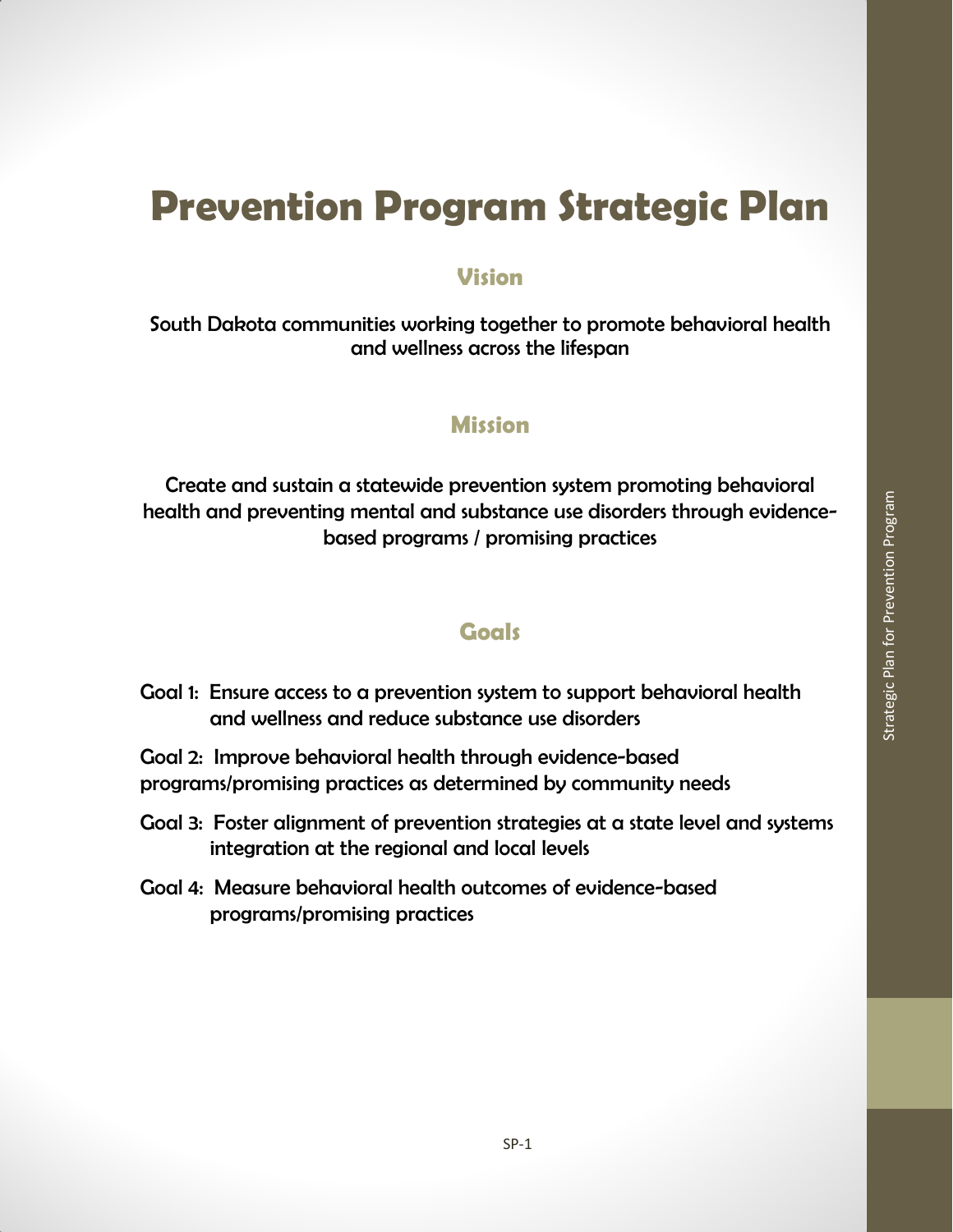# Prevention Program Strategic Plan

## Vision

South Dakota communities working together to promote behavioral health and wellness across the lifespan

## Mission

Create and sustain a statewide prevention system promoting behavioral health and preventing mental and substance use disorders through evidence-based programs / promising practices

## Goals

Goal 1: Ensure access to a prevention system to support behavioral health and wellness and reduce substance use disorders

Goal 2: Improve behavioral health through evidence-based programs/promising practices as determined by community needs

Goal 3: Foster alignment of prevention strategies at a state level and systems integration at the regional and local levels

Goal 4: Measure behavioral health outcomes of evidence-based programs/promising practices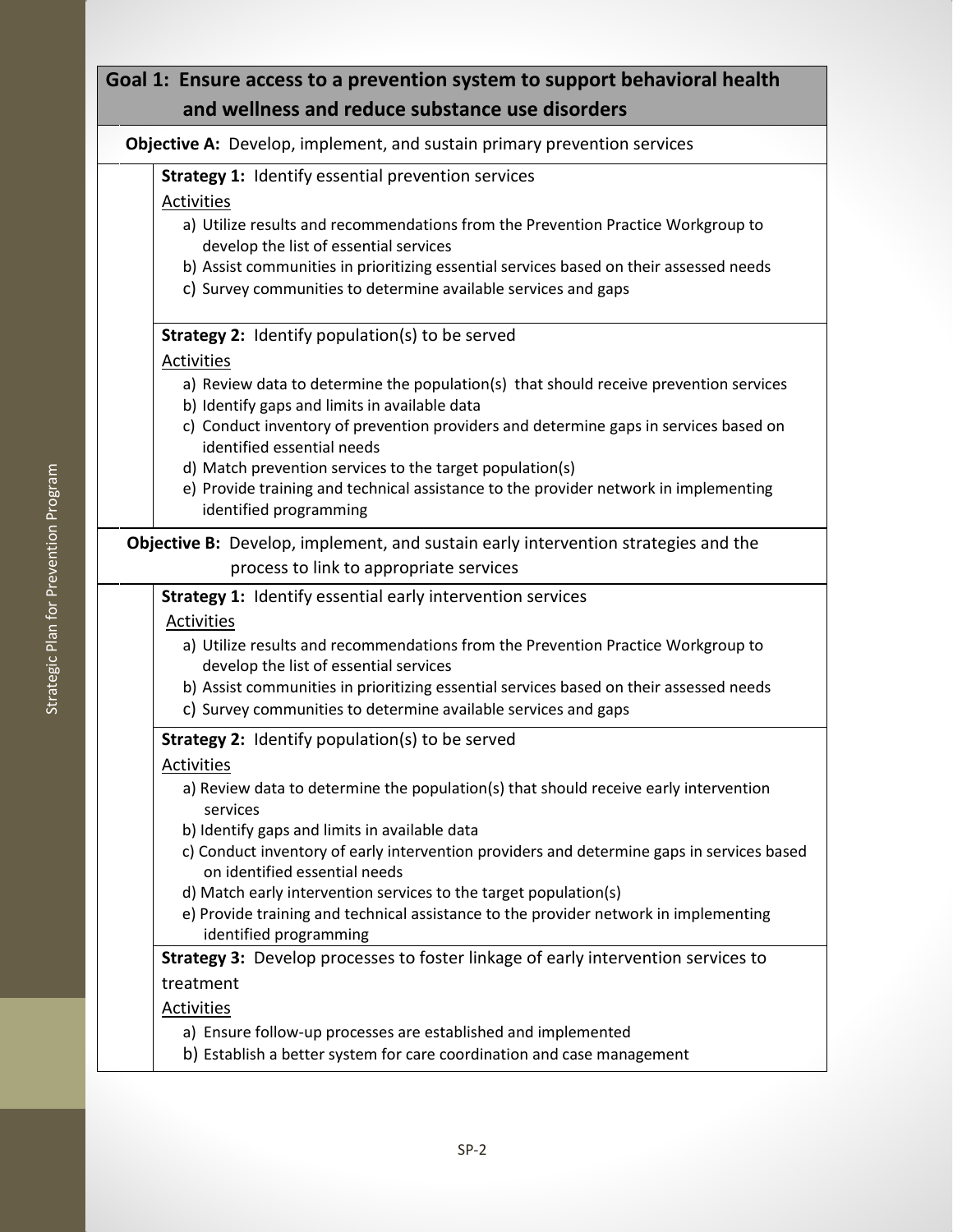## Goal 1: Ensure access to a prevention system to support behavioral health and wellness and reduce substance use disorders

### Objective A: Develop, implement, and sustain primary prevention services

**Strategy 1:** Identify essential prevention services

Activities

a) Utilize results and recommendations from the Prevention Practice Workgroup to develop the list of essential services
b) Assist communities in prioritizing essential services based on their assessed needs
c) Survey communities to determine available services and gaps

**Strategy 2:** Identify population(s) to be served

Activities

a) Review data to determine the population(s) that should receive prevention services
b) Identify gaps and limits in available data
c) Conduct inventory of prevention providers and determine gaps in services based on identified essential needs
d) Match prevention services to the target population(s)
e) Provide training and technical assistance to the provider network in implementing identified programming

### Objective B: Develop, implement, and sustain early intervention strategies and the process to link to appropriate services

**Strategy 1:** Identify essential early intervention services

Activities

a) Utilize results and recommendations from the Prevention Practice Workgroup to develop the list of essential services
b) Assist communities in prioritizing essential services based on their assessed needs
c) Survey communities to determine available services and gaps

**Strategy 2:** Identify population(s) to be served

Activities

a) Review data to determine the population(s) that should receive early intervention services
b) Identify gaps and limits in available data
c) Conduct inventory of early intervention providers and determine gaps in services based on identified essential needs
d) Match early intervention services to the target population(s)
e) Provide training and technical assistance to the provider network in implementing identified programming

**Strategy 3:** Develop processes to foster linkage of early intervention services to treatment

Activities

a) Ensure follow-up processes are established and implemented
b) Establish a better system for care coordination and case management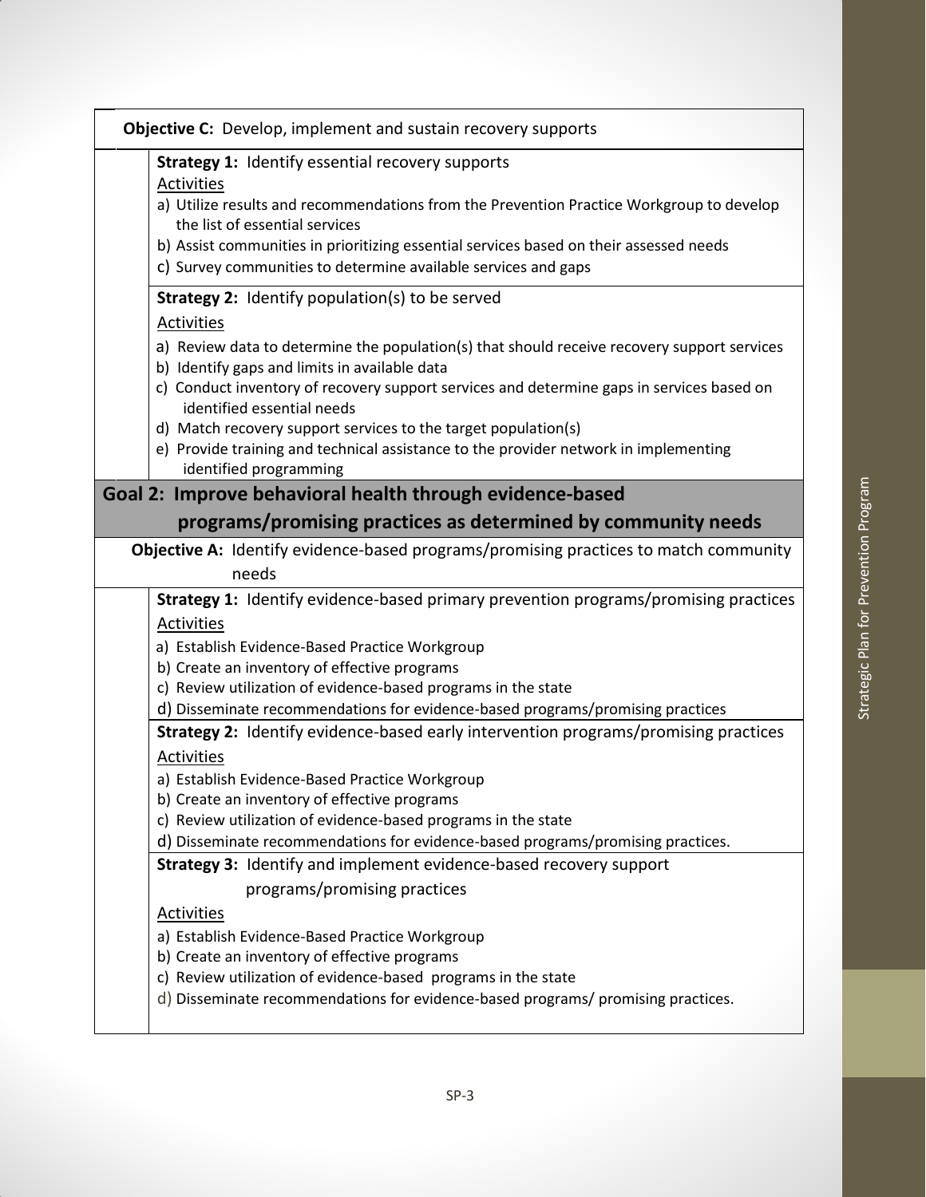**Objective C:** Develop, implement and sustain recovery supports

**Strategy 1:** Identify essential recovery supports

Activities

a) Utilize results and recommendations from the Prevention Practice Workgroup to develop the list of essential services
b) Assist communities in prioritizing essential services based on their assessed needs
c) Survey communities to determine available services and gaps

**Strategy 2:** Identify population(s) to be served

Activities

a) Review data to determine the population(s) that should receive recovery support services
b) Identify gaps and limits in available data
c) Conduct inventory of recovery support services and determine gaps in services based on identified essential needs
d) Match recovery support services to the target population(s)
e) Provide training and technical assistance to the provider network in implementing identified programming

## Goal 2: Improve behavioral health through evidence-based programs/promising practices as determined by community needs

**Objective A:** Identify evidence-based programs/promising practices to match community needs

**Strategy 1:** Identify evidence-based primary prevention programs/promising practices

Activities

a) Establish Evidence-Based Practice Workgroup
b) Create an inventory of effective programs
c) Review utilization of evidence-based programs in the state
d) Disseminate recommendations for evidence-based programs/promising practices

**Strategy 2:** Identify evidence-based early intervention programs/promising practices

Activities

a) Establish Evidence-Based Practice Workgroup
b) Create an inventory of effective programs
c) Review utilization of evidence-based programs in the state
d) Disseminate recommendations for evidence-based programs/promising practices.

**Strategy 3:** Identify and implement evidence-based recovery support programs/promising practices

Activities

a) Establish Evidence-Based Practice Workgroup
b) Create an inventory of effective programs
c) Review utilization of evidence-based programs in the state
d) Disseminate recommendations for evidence-based programs/ promising practices.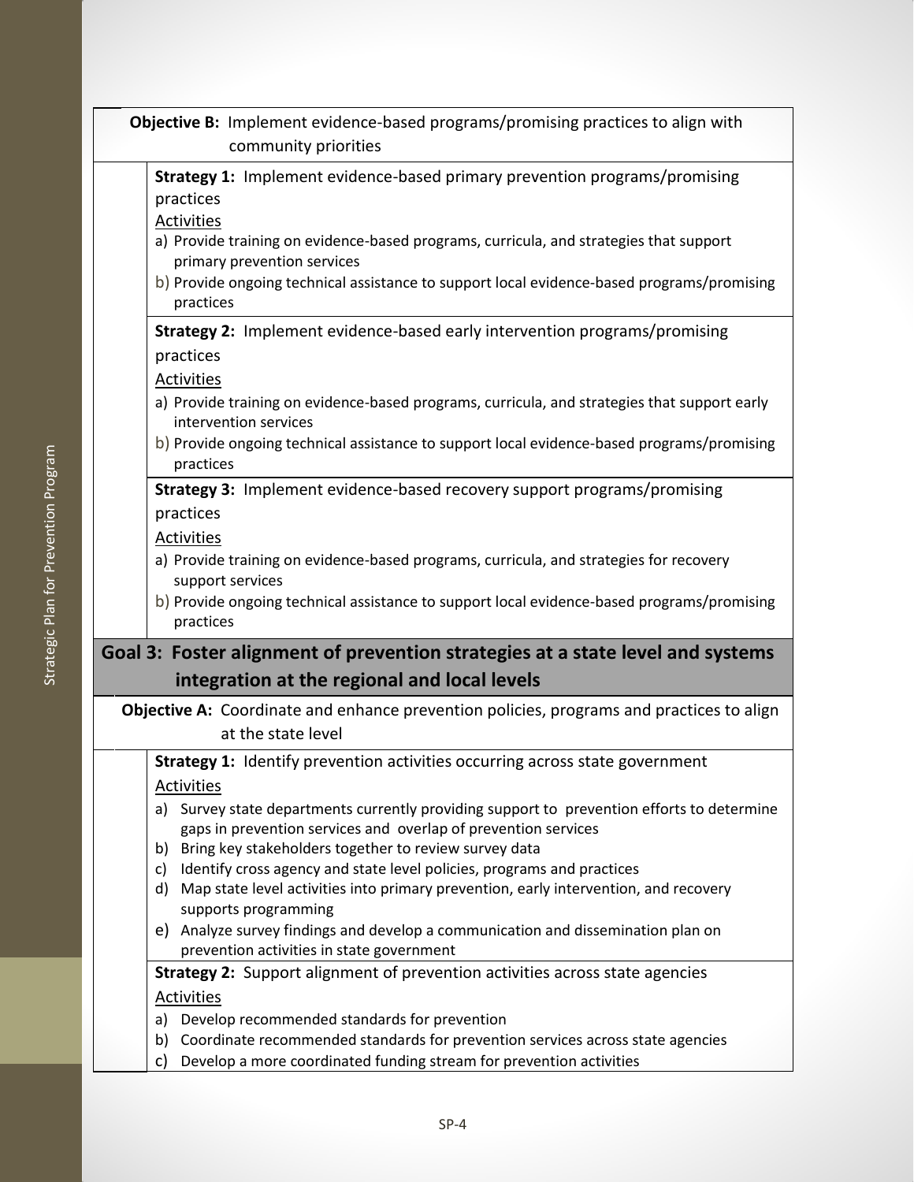**Objective B:** Implement evidence-based programs/promising practices to align with community priorities

**Strategy 1:** Implement evidence-based primary prevention programs/promising practices

Activities

a) Provide training on evidence-based programs, curricula, and strategies that support primary prevention services
b) Provide ongoing technical assistance to support local evidence-based programs/promising practices

**Strategy 2:** Implement evidence-based early intervention programs/promising practices

Activities

a) Provide training on evidence-based programs, curricula, and strategies that support early intervention services
b) Provide ongoing technical assistance to support local evidence-based programs/promising practices

**Strategy 3:** Implement evidence-based recovery support programs/promising practices

Activities

a) Provide training on evidence-based programs, curricula, and strategies for recovery support services
b) Provide ongoing technical assistance to support local evidence-based programs/promising practices

## Goal 3: Foster alignment of prevention strategies at a state level and systems integration at the regional and local levels

**Objective A:** Coordinate and enhance prevention policies, programs and practices to align at the state level

**Strategy 1:** Identify prevention activities occurring across state government

Activities

a) Survey state departments currently providing support to prevention efforts to determine gaps in prevention services and overlap of prevention services
b) Bring key stakeholders together to review survey data
c) Identify cross agency and state level policies, programs and practices
d) Map state level activities into primary prevention, early intervention, and recovery supports programming
e) Analyze survey findings and develop a communication and dissemination plan on prevention activities in state government

**Strategy 2:** Support alignment of prevention activities across state agencies

Activities

a) Develop recommended standards for prevention
b) Coordinate recommended standards for prevention services across state agencies
c) Develop a more coordinated funding stream for prevention activities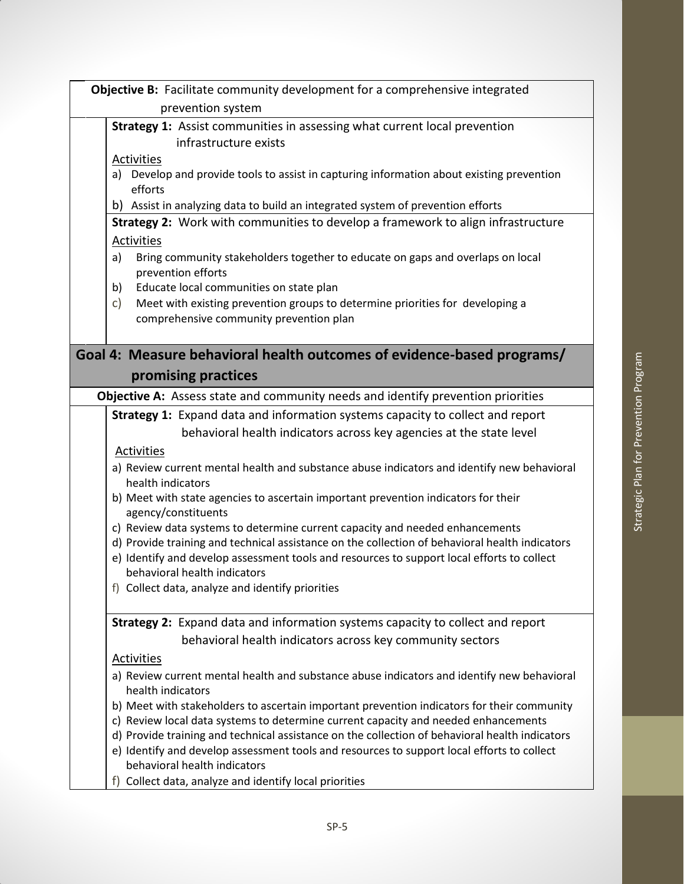**Objective B:** Facilitate community development for a comprehensive integrated prevention system

**Strategy 1:** Assist communities in assessing what current local prevention infrastructure exists

Activities

a) Develop and provide tools to assist in capturing information about existing prevention efforts
b) Assist in analyzing data to build an integrated system of prevention efforts

**Strategy 2:** Work with communities to develop a framework to align infrastructure

Activities

a) Bring community stakeholders together to educate on gaps and overlaps on local prevention efforts
b) Educate local communities on state plan
c) Meet with existing prevention groups to determine priorities for developing a comprehensive community prevention plan

## Goal 4: Measure behavioral health outcomes of evidence-based programs/ promising practices

**Objective A:** Assess state and community needs and identify prevention priorities

**Strategy 1:** Expand data and information systems capacity to collect and report behavioral health indicators across key agencies at the state level

Activities

a) Review current mental health and substance abuse indicators and identify new behavioral health indicators
b) Meet with state agencies to ascertain important prevention indicators for their agency/constituents
c) Review data systems to determine current capacity and needed enhancements
d) Provide training and technical assistance on the collection of behavioral health indicators
e) Identify and develop assessment tools and resources to support local efforts to collect behavioral health indicators
f) Collect data, analyze and identify priorities

**Strategy 2:** Expand data and information systems capacity to collect and report behavioral health indicators across key community sectors

Activities

a) Review current mental health and substance abuse indicators and identify new behavioral health indicators
b) Meet with stakeholders to ascertain important prevention indicators for their community
c) Review local data systems to determine current capacity and needed enhancements
d) Provide training and technical assistance on the collection of behavioral health indicators
e) Identify and develop assessment tools and resources to support local efforts to collect behavioral health indicators
f) Collect data, analyze and identify local priorities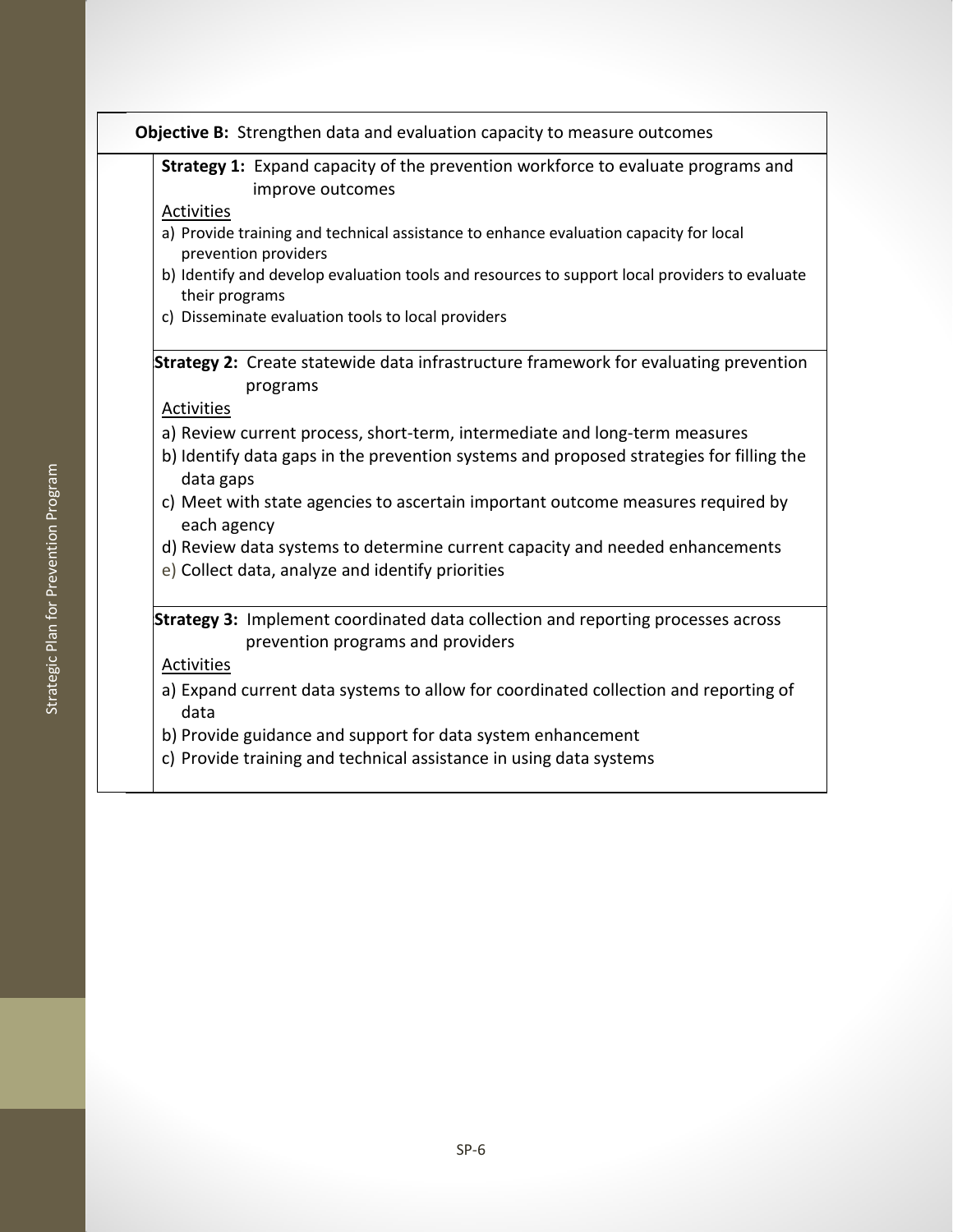**Objective B:** Strengthen data and evaluation capacity to measure outcomes

**Strategy 1:** Expand capacity of the prevention workforce to evaluate programs and improve outcomes

Activities

a) Provide training and technical assistance to enhance evaluation capacity for local prevention providers
b) Identify and develop evaluation tools and resources to support local providers to evaluate their programs
c) Disseminate evaluation tools to local providers

**Strategy 2:** Create statewide data infrastructure framework for evaluating prevention programs

Activities

a) Review current process, short-term, intermediate and long-term measures
b) Identify data gaps in the prevention systems and proposed strategies for filling the data gaps
c) Meet with state agencies to ascertain important outcome measures required by each agency
d) Review data systems to determine current capacity and needed enhancements
e) Collect data, analyze and identify priorities

**Strategy 3:** Implement coordinated data collection and reporting processes across prevention programs and providers

Activities

a) Expand current data systems to allow for coordinated collection and reporting of data
b) Provide guidance and support for data system enhancement
c) Provide training and technical assistance in using data systems